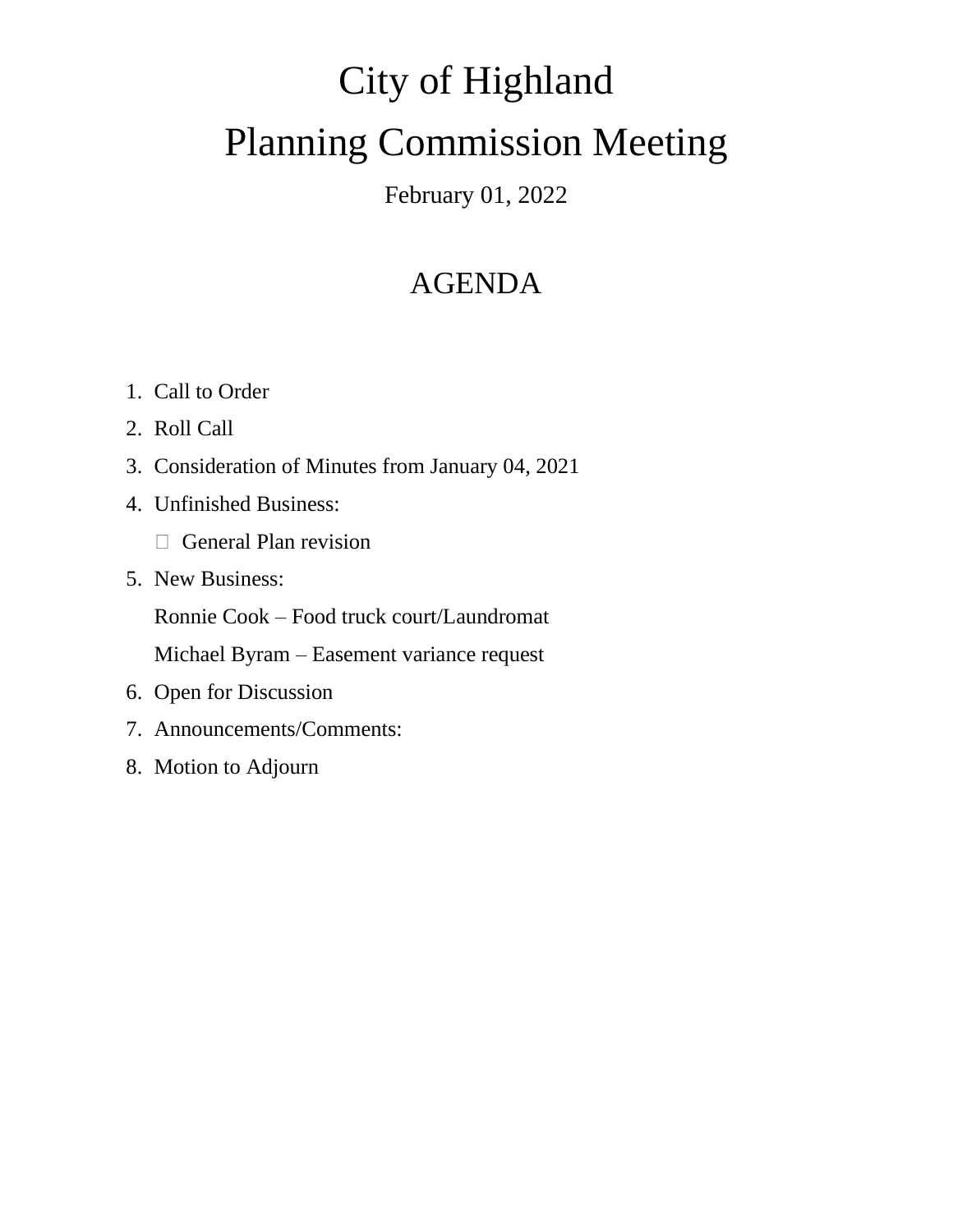# City of Highland

# Planning Commission Meeting

February 01, 2022

## AGENDA

1. Call to Order
2. Roll Call
3. Consideration of Minutes from January 04, 2021
4. Unfinished Business:
   - General Plan revision
5. New Business:

   Ronnie Cook – Food truck court/Laundromat

   Michael Byram – Easement variance request
6. Open for Discussion
7. Announcements/Comments:
8. Motion to Adjourn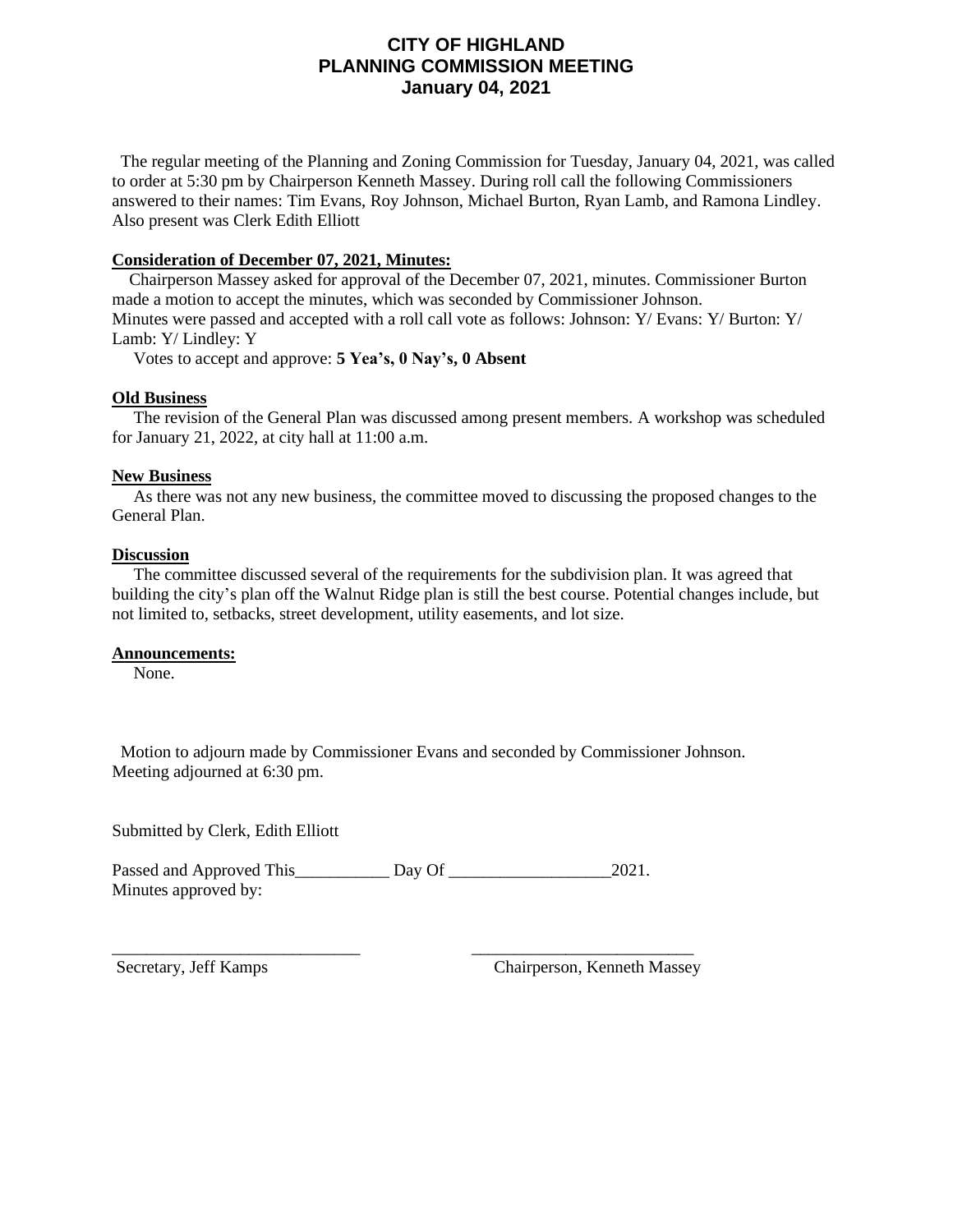# CITY OF HIGHLAND
# PLANNING COMMISSION MEETING
# January 04, 2021

The regular meeting of the Planning and Zoning Commission for Tuesday, January 04, 2021, was called to order at 5:30 pm by Chairperson Kenneth Massey. During roll call the following Commissioners answered to their names: Tim Evans, Roy Johnson, Michael Burton, Ryan Lamb, and Ramona Lindley. Also present was Clerk Edith Elliott

**Consideration of December 07, 2021, Minutes:**

Chairperson Massey asked for approval of the December 07, 2021, minutes. Commissioner Burton made a motion to accept the minutes, which was seconded by Commissioner Johnson. Minutes were passed and accepted with a roll call vote as follows: Johnson: Y/ Evans: Y/ Burton: Y/ Lamb: Y/ Lindley: Y

Votes to accept and approve: **5 Yea's, 0 Nay's, 0 Absent**

**Old Business**

The revision of the General Plan was discussed among present members. A workshop was scheduled for January 21, 2022, at city hall at 11:00 a.m.

**New Business**

As there was not any new business, the committee moved to discussing the proposed changes to the General Plan.

**Discussion**

The committee discussed several of the requirements for the subdivision plan. It was agreed that building the city's plan off the Walnut Ridge plan is still the best course. Potential changes include, but not limited to, setbacks, street development, utility easements, and lot size.

**Announcements:**

None.

Motion to adjourn made by Commissioner Evans and seconded by Commissioner Johnson. Meeting adjourned at 6:30 pm.

Submitted by Clerk, Edith Elliott

Passed and Approved This___________ Day Of ___________________2021.
Minutes approved by:

_____________________________ Secretary, Jeff Kamps

_____________________________ Chairperson, Kenneth Massey